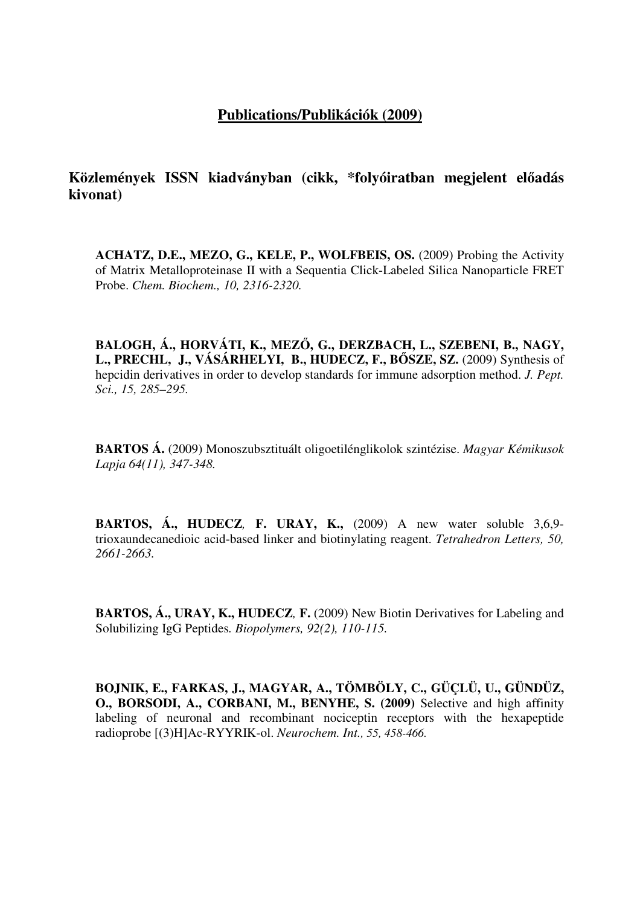## Publications/Publikációk (2009)

### Közlemények ISSN kiadványban (cikk, *folyóiratban megjelent előadás kivonat)

**ACHATZ, D.E., MEZO, G., KELE, P., WOLFBEIS, OS.** (2009) Probing the Activity of Matrix Metalloproteinase II with a Sequentia Click-Labeled Silica Nanoparticle FRET Probe. *Chem. Biochem., 10, 2316-2320.*

**BALOGH, Á., HORVÁTI, K., MEZŐ, G., DERZBACH, L., SZEBENI, B., NAGY, L., PRECHL, J., VÁSÁRHELYI, B., HUDECZ, F., BŐSZE, SZ.** (2009) Synthesis of hepcidin derivatives in order to develop standards for immune adsorption method. *J. Pept. Sci., 15, 285–295.*

**BARTOS Á.** (2009) Monoszubsztituált oligoetilénglikolok szintézise. *Magyar Kémikusok Lapja 64(11), 347-348.*

**BARTOS, Á., HUDECZ, F. URAY, K.,** (2009) A new water soluble 3,6,9-trioxaundecanedioic acid-based linker and biotinylating reagent. *Tetrahedron Letters, 50, 2661-2663.*

**BARTOS, Á., URAY, K., HUDECZ, F.** (2009) New Biotin Derivatives for Labeling and Solubilizing IgG Peptides. *Biopolymers, 92(2), 110-115.*

**BOJNIK, E., FARKAS, J., MAGYAR, A., TÖMBÖLY, C., GÜÇLÜ, U., GÜNDÜZ, O., BORSODI, A., CORBANI, M., BENYHE, S. (2009)** Selective and high affinity labeling of neuronal and recombinant nociceptin receptors with the hexapeptide radioprobe [(3)H]Ac-RYYRIK-ol. *Neurochem. Int., 55, 458-466.*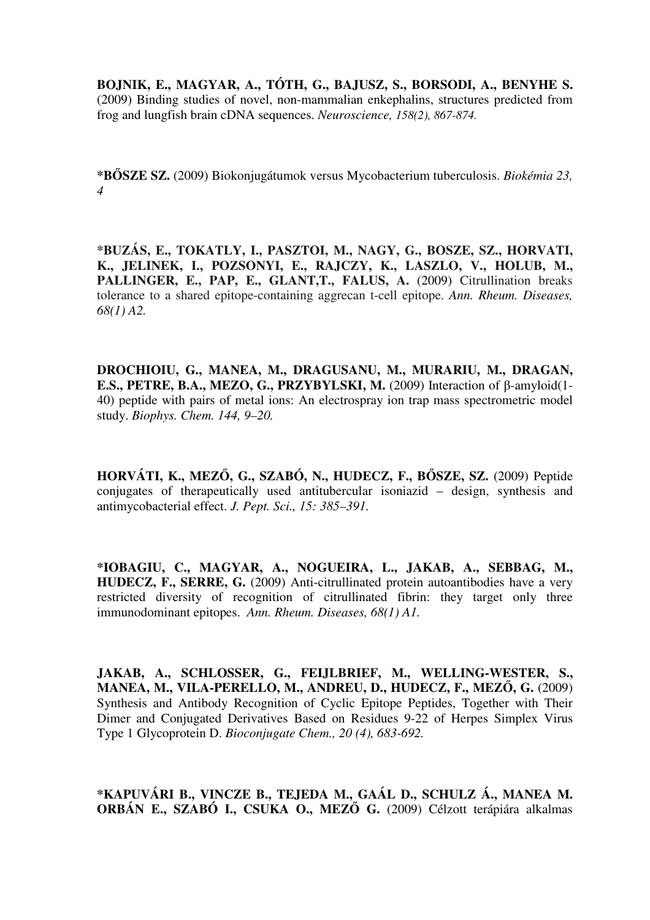**BOJNIK, E., MAGYAR, A., TÓTH, G., BAJUSZ, S., BORSODI, A., BENYHE S.** (2009) Binding studies of novel, non-mammalian enkephalins, structures predicted from frog and lungfish brain cDNA sequences. *Neuroscience, 158(2), 867-874.*

***BŐSZE SZ.** (2009) Biokonjugátumok versus Mycobacterium tuberculosis. *Biokémia 23, 4*

***BUZÁS, E., TOKATLY, I., PASZTOI, M., NAGY, G., BOSZE, SZ., HORVATI, K., JELINEK, I., POZSONYI, E., RAJCZY, K., LASZLO, V., HOLUB, M., PALLINGER, E., PAP, E., GLANT,T., FALUS, A.** (2009) Citrullination breaks tolerance to a shared epitope-containing aggrecan t-cell epitope. *Ann. Rheum. Diseases, 68(1) A2.*

**DROCHIOIU, G., MANEA, M., DRAGUSANU, M., MURARIU, M., DRAGAN, E.S., PETRE, B.A., MEZO, G., PRZYBYLSKI, M.** (2009) Interaction of β-amyloid(1-40) peptide with pairs of metal ions: An electrospray ion trap mass spectrometric model study. *Biophys. Chem. 144, 9–20.*

**HORVÁTI, K., MEZŐ, G., SZABÓ, N., HUDECZ, F., BŐSZE, SZ.** (2009) Peptide conjugates of therapeutically used antitubercular isoniazid – design, synthesis and antimycobacterial effect. *J. Pept. Sci., 15: 385–391.*

***IOBAGIU, C., MAGYAR, A., NOGUEIRA, L., JAKAB, A., SEBBAG, M., HUDECZ, F., SERRE, G.** (2009) Anti-citrullinated protein autoantibodies have a very restricted diversity of recognition of citrullinated fibrin: they target only three immunodominant epitopes. *Ann. Rheum. Diseases, 68(1) A1.*

**JAKAB, A., SCHLOSSER, G., FEIJLBRIEF, M., WELLING-WESTER, S., MANEA, M., VILA-PERELLO, M., ANDREU, D., HUDECZ, F., MEZŐ, G.** (2009) Synthesis and Antibody Recognition of Cyclic Epitope Peptides, Together with Their Dimer and Conjugated Derivatives Based on Residues 9-22 of Herpes Simplex Virus Type 1 Glycoprotein D. *Bioconjugate Chem., 20 (4), 683-692.*

***KAPUVÁRI B., VINCZE B., TEJEDA M., GAÁL D., SCHULZ Á., MANEA M. ORBÁN E., SZABÓ I., CSUKA O., MEZŐ G.** (2009) Célzott terápiára alkalmas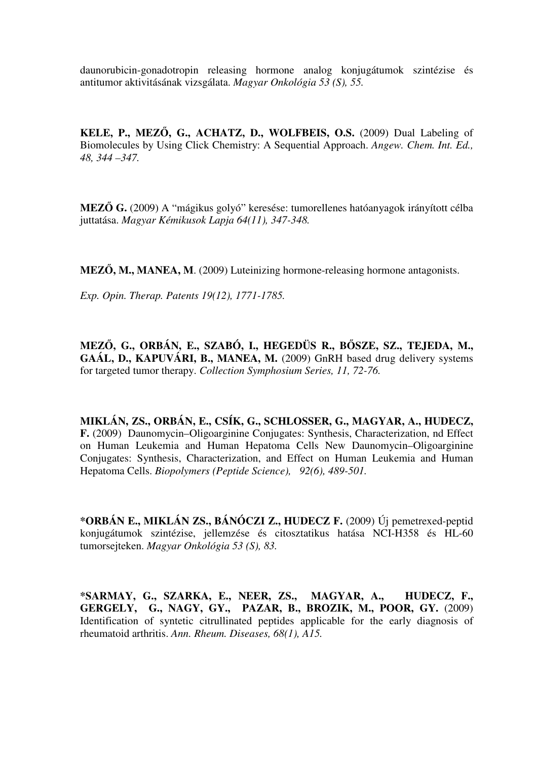daunorubicin-gonadotropin releasing hormone analog konjugátumok szintézise és antitumor aktivitásának vizsgálata. *Magyar Onkológia 53 (S), 55.*

**KELE, P., MEZŐ, G., ACHATZ, D., WOLFBEIS, O.S.** (2009) Dual Labeling of Biomolecules by Using Click Chemistry: A Sequential Approach. *Angew. Chem. Int. Ed., 48, 344 –347.*

**MEZŐ G.** (2009) A "mágikus golyó" keresése: tumorellenes hatóanyagok irányított célba juttatása. *Magyar Kémikusok Lapja 64(11), 347-348.*

**MEZŐ, M., MANEA, M**. (2009) Luteinizing hormone-releasing hormone antagonists.

*Exp. Opin. Therap. Patents 19(12), 1771-1785.*

**MEZŐ, G., ORBÁN, E., SZABÓ, I., HEGEDÜS R., BŐSZE, SZ., TEJEDA, M., GAÁL, D., KAPUVÁRI, B., MANEA, M.** (2009) GnRH based drug delivery systems for targeted tumor therapy. *Collection Symphosium Series, 11, 72-76.*

**MIKLÁN, ZS., ORBÁN, E., CSÍK, G., SCHLOSSER, G., MAGYAR, A., HUDECZ, F.** (2009) Daunomycin–Oligoarginine Conjugates: Synthesis, Characterization, nd Effect on Human Leukemia and Human Hepatoma Cells New Daunomycin–Oligoarginine Conjugates: Synthesis, Characterization, and Effect on Human Leukemia and Human Hepatoma Cells. *Biopolymers (Peptide Science), 92(6), 489-501.*

**\*ORBÁN E., MIKLÁN ZS., BÁNÓCZI Z., HUDECZ F.** (2009) Új pemetrexed-peptid konjugátumok szintézise, jellemzése és citosztatikus hatása NCI-H358 és HL-60 tumorsejteken. *Magyar Onkológia 53 (S), 83.*

**\*SARMAY, G., SZARKA, E., NEER, ZS., MAGYAR, A., HUDECZ, F., GERGELY, G., NAGY, GY., PAZAR, B., BROZIK, M., POOR, GY.** (2009) Identification of syntetic citrullinated peptides applicable for the early diagnosis of rheumatoid arthritis. *Ann. Rheum. Diseases, 68(1), A15.*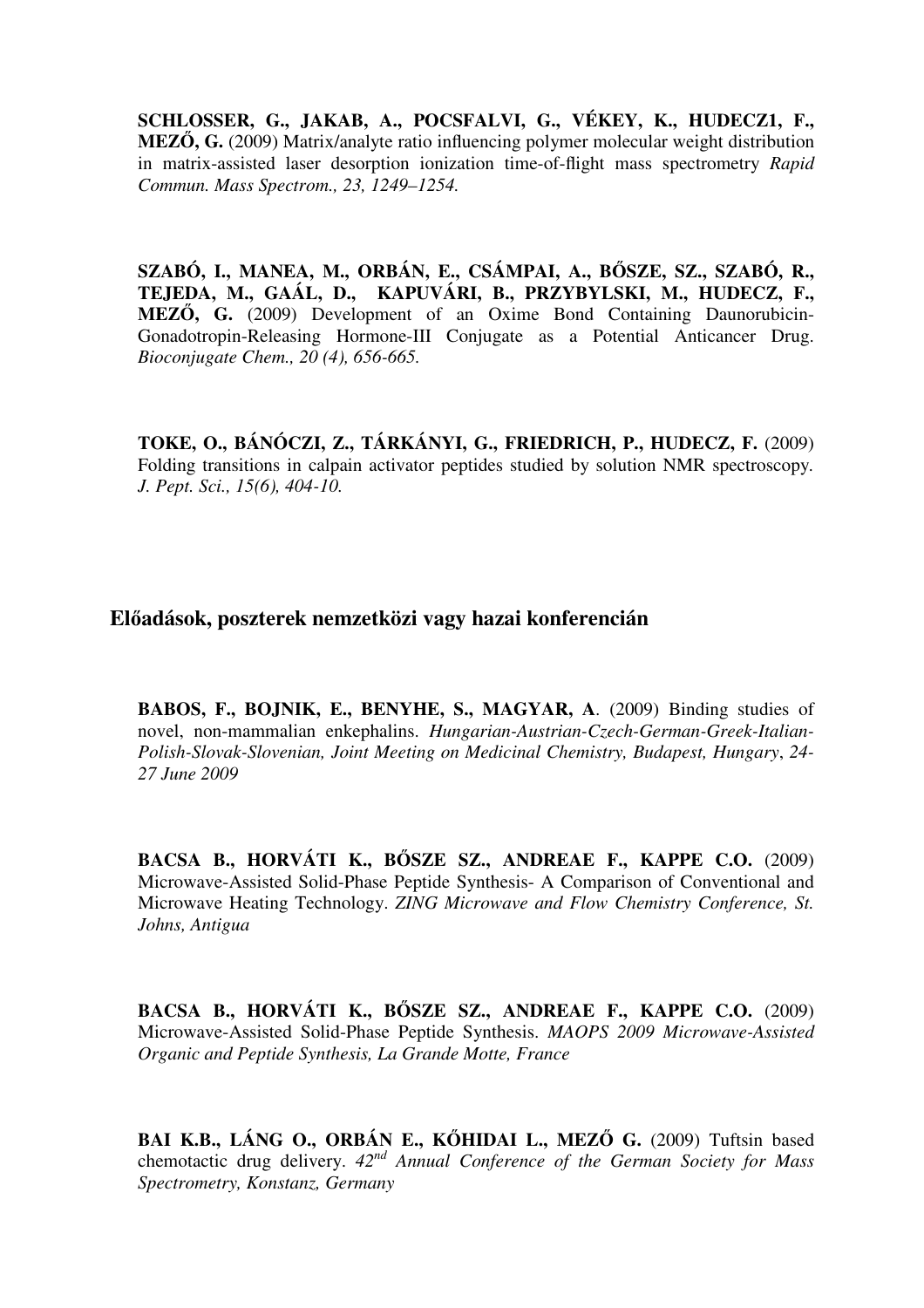**SCHLOSSER, G., JAKAB, A., POCSFALVI, G., VÉKEY, K., HUDECZ1, F., MEZŐ, G.** (2009) Matrix/analyte ratio influencing polymer molecular weight distribution in matrix-assisted laser desorption ionization time-of-flight mass spectrometry *Rapid Commun. Mass Spectrom., 23, 1249–1254.*

**SZABÓ, I., MANEA, M., ORBÁN, E., CSÁMPAI, A., BŐSZE, SZ., SZABÓ, R., TEJEDA, M., GAÁL, D., KAPUVÁRI, B., PRZYBYLSKI, M., HUDECZ, F., MEZŐ, G.** (2009) Development of an Oxime Bond Containing Daunorubicin-Gonadotropin-Releasing Hormone-III Conjugate as a Potential Anticancer Drug. *Bioconjugate Chem., 20 (4), 656-665.*

**TOKE, O., BÁNÓCZI, Z., TÁRKÁNYI, G., FRIEDRICH, P., HUDECZ, F.** (2009) Folding transitions in calpain activator peptides studied by solution NMR spectroscopy. *J. Pept. Sci., 15(6), 404-10.*

## Előadások, poszterek nemzetközi vagy hazai konferencián

**BABOS, F., BOJNIK, E., BENYHE, S., MAGYAR, A**. (2009) Binding studies of novel, non-mammalian enkephalins. *Hungarian-Austrian-Czech-German-Greek-Italian-Polish-Slovak-Slovenian, Joint Meeting on Medicinal Chemistry, Budapest, Hungary*, *24-27 June 2009*

**BACSA B., HORVÁTI K., BŐSZE SZ., ANDREAE F., KAPPE C.O.** (2009) Microwave-Assisted Solid-Phase Peptide Synthesis- A Comparison of Conventional and Microwave Heating Technology. *ZING Microwave and Flow Chemistry Conference, St. Johns, Antigua*

**BACSA B., HORVÁTI K., BŐSZE SZ., ANDREAE F., KAPPE C.O.** (2009) Microwave-Assisted Solid-Phase Peptide Synthesis. *MAOPS 2009 Microwave-Assisted Organic and Peptide Synthesis, La Grande Motte, France*

**BAI K.B., LÁNG O., ORBÁN E., KŐHIDAI L., MEZŐ G.** (2009) Tuftsin based chemotactic drug delivery. *42nd Annual Conference of the German Society for Mass Spectrometry, Konstanz, Germany*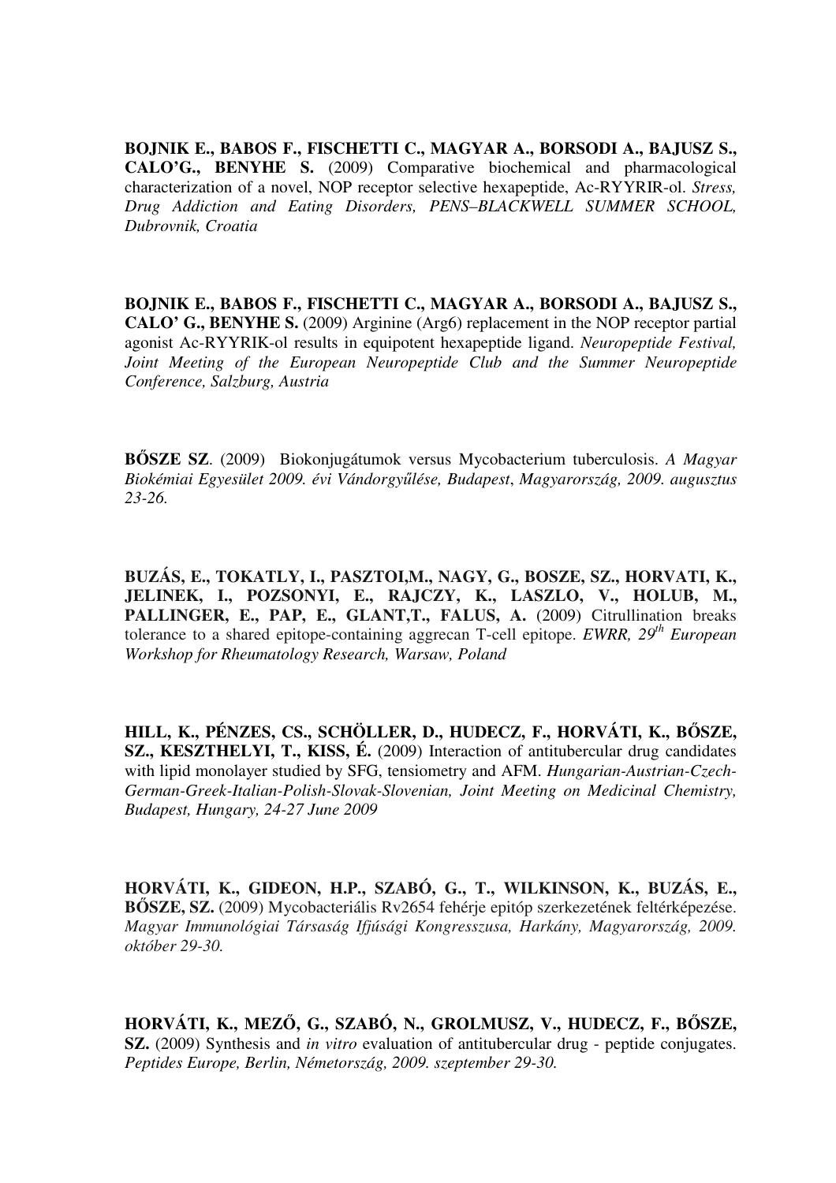**BOJNIK E., BABOS F., FISCHETTI C., MAGYAR A., BORSODI A., BAJUSZ S., CALO'G., BENYHE S.** (2009) Comparative biochemical and pharmacological characterization of a novel, NOP receptor selective hexapeptide, Ac-RYYRIR-ol. *Stress, Drug Addiction and Eating Disorders, PENS–BLACKWELL SUMMER SCHOOL, Dubrovnik, Croatia*

**BOJNIK E., BABOS F., FISCHETTI C., MAGYAR A., BORSODI A., BAJUSZ S., CALO' G., BENYHE S.** (2009) Arginine (Arg6) replacement in the NOP receptor partial agonist Ac-RYYRIK-ol results in equipotent hexapeptide ligand. *Neuropeptide Festival, Joint Meeting of the European Neuropeptide Club and the Summer Neuropeptide Conference, Salzburg, Austria*

**BŐSZE SZ**. (2009) Biokonjugátumok versus Mycobacterium tuberculosis. *A Magyar Biokémiai Egyesület 2009. évi Vándorgyűlése, Budapest, Magyarország, 2009. augusztus 23-26.*

**BUZÁS, E., TOKATLY, I., PASZTOI,M., NAGY, G., BOSZE, SZ., HORVATI, K., JELINEK, I., POZSONYI, E., RAJCZY, K., LASZLO, V., HOLUB, M., PALLINGER, E., PAP, E., GLANT,T., FALUS, A.** (2009) Citrullination breaks tolerance to a shared epitope-containing aggrecan T-cell epitope. *EWRR, 29th European Workshop for Rheumatology Research, Warsaw, Poland*

**HILL, K., PÉNZES, CS., SCHÖLLER, D., HUDECZ, F., HORVÁTI, K., BŐSZE, SZ., KESZTHELYI, T., KISS, É.** (2009) Interaction of antitubercular drug candidates with lipid monolayer studied by SFG, tensiometry and AFM. *Hungarian-Austrian-Czech-German-Greek-Italian-Polish-Slovak-Slovenian, Joint Meeting on Medicinal Chemistry, Budapest, Hungary, 24-27 June 2009*

**HORVÁTI, K., GIDEON, H.P., SZABÓ, G., T., WILKINSON, K., BUZÁS, E., BŐSZE, SZ.** (2009) Mycobacteriális Rv2654 fehérje epitóp szerkezetének feltérképezése. *Magyar Immunológiai Társaság Ifjúsági Kongresszusa, Harkány, Magyarország, 2009. október 29-30.*

**HORVÁTI, K., MEZŐ, G., SZABÓ, N., GROLMUSZ, V., HUDECZ, F., BŐSZE, SZ.** (2009) Synthesis and *in vitro* evaluation of antitubercular drug - peptide conjugates. *Peptides Europe, Berlin, Németország, 2009. szeptember 29-30.*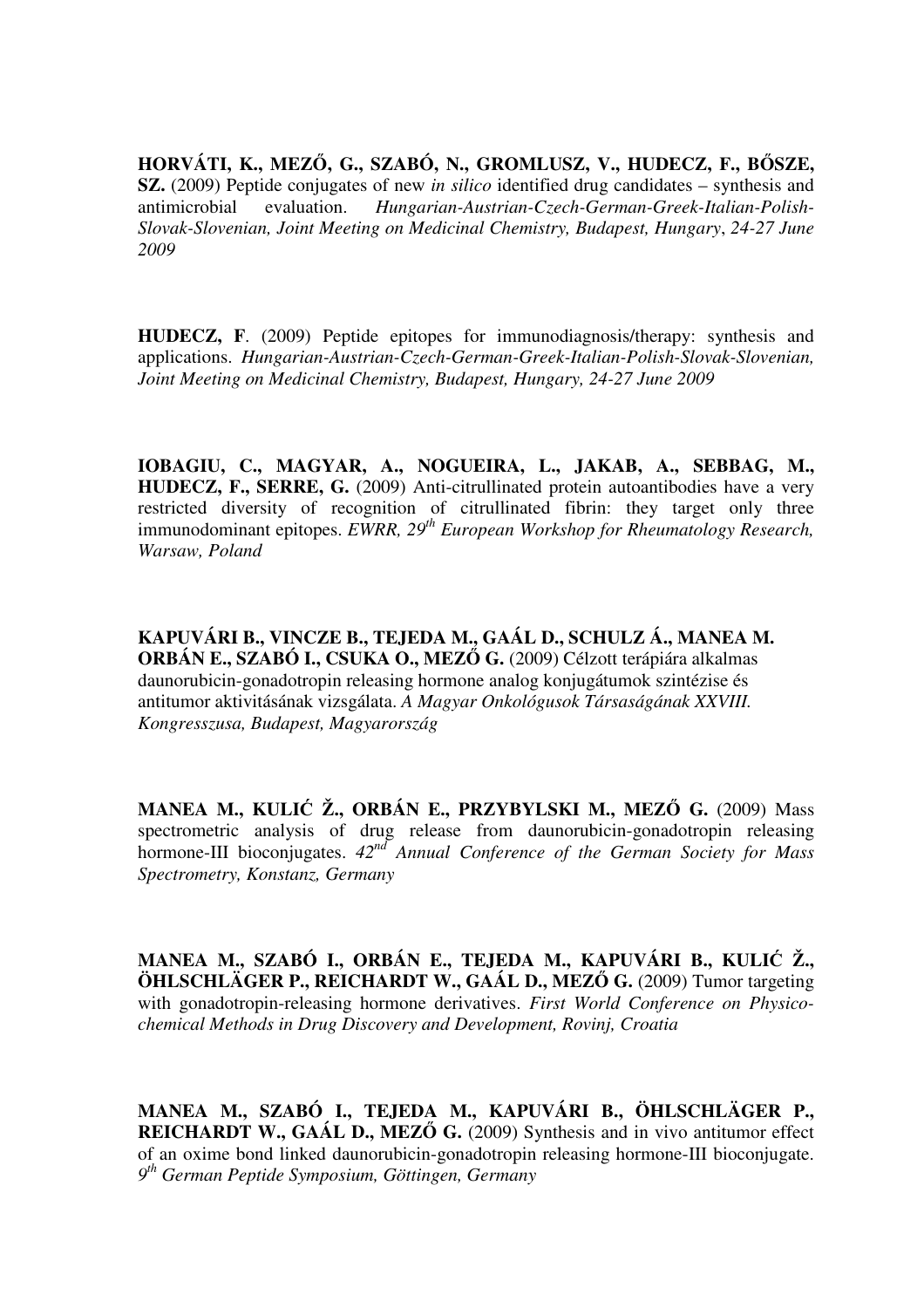**HORVÁTI, K., MEZŐ, G., SZABÓ, N., GROMLUSZ, V., HUDECZ, F., BŐSZE, SZ.** (2009) Peptide conjugates of new *in silico* identified drug candidates – synthesis and antimicrobial evaluation. *Hungarian-Austrian-Czech-German-Greek-Italian-Polish-Slovak-Slovenian, Joint Meeting on Medicinal Chemistry, Budapest, Hungary*, *24-27 June 2009*

**HUDECZ, F**. (2009) Peptide epitopes for immunodiagnosis/therapy: synthesis and applications. *Hungarian-Austrian-Czech-German-Greek-Italian-Polish-Slovak-Slovenian, Joint Meeting on Medicinal Chemistry, Budapest, Hungary, 24-27 June 2009*

**IOBAGIU, C., MAGYAR, A., NOGUEIRA, L., JAKAB, A., SEBBAG, M., HUDECZ, F., SERRE, G.** (2009) Anti-citrullinated protein autoantibodies have a very restricted diversity of recognition of citrullinated fibrin: they target only three immunodominant epitopes. *EWRR, 29th European Workshop for Rheumatology Research, Warsaw, Poland*

**KAPUVÁRI B., VINCZE B., TEJEDA M., GAÁL D., SCHULZ Á., MANEA M. ORBÁN E., SZABÓ I., CSUKA O., MEZŐ G.** (2009) Célzott terápiára alkalmas daunorubicin-gonadotropin releasing hormone analog konjugátumok szintézise és antitumor aktivitásának vizsgálata. *A Magyar Onkológusok Társaságának XXVIII. Kongresszusa, Budapest, Magyarország*

**MANEA M., KULIĆ Ž., ORBÁN E., PRZYBYLSKI M., MEZŐ G.** (2009) Mass spectrometric analysis of drug release from daunorubicin-gonadotropin releasing hormone-III bioconjugates. *42nd Annual Conference of the German Society for Mass Spectrometry, Konstanz, Germany*

**MANEA M., SZABÓ I., ORBÁN E., TEJEDA M., KAPUVÁRI B., KULIĆ Ž., ÖHLSCHLÄGER P., REICHARDT W., GAÁL D., MEZŐ G.** (2009) Tumor targeting with gonadotropin-releasing hormone derivatives. *First World Conference on Physico-chemical Methods in Drug Discovery and Development, Rovinj, Croatia*

**MANEA M., SZABÓ I., TEJEDA M., KAPUVÁRI B., ÖHLSCHLÄGER P., REICHARDT W., GAÁL D., MEZŐ G.** (2009) Synthesis and in vivo antitumor effect of an oxime bond linked daunorubicin-gonadotropin releasing hormone-III bioconjugate. *9th German Peptide Symposium, Göttingen, Germany*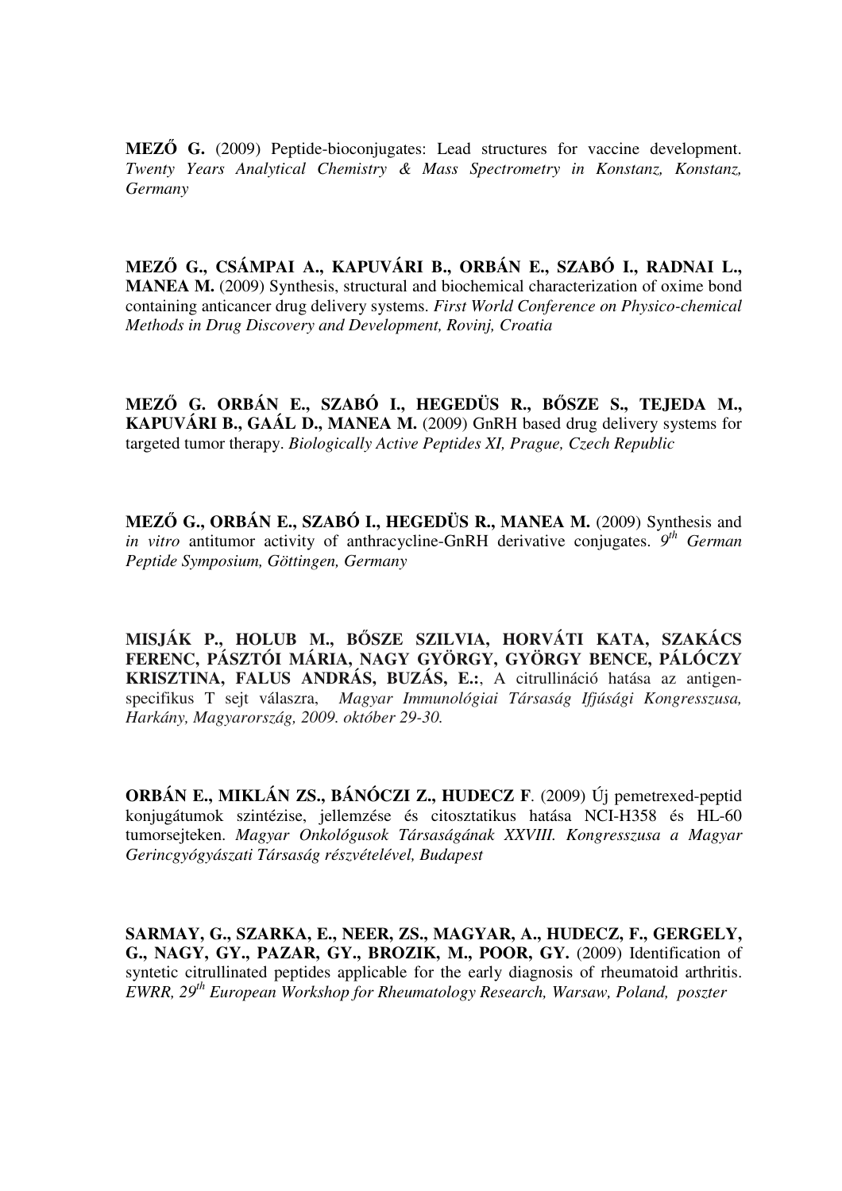**MEZŐ G.** (2009) Peptide-bioconjugates: Lead structures for vaccine development. *Twenty Years Analytical Chemistry & Mass Spectrometry in Konstanz, Konstanz, Germany*

**MEZŐ G., CSÁMPAI A., KAPUVÁRI B., ORBÁN E., SZABÓ I., RADNAI L., MANEA M.** (2009) Synthesis, structural and biochemical characterization of oxime bond containing anticancer drug delivery systems. *First World Conference on Physico-chemical Methods in Drug Discovery and Development, Rovinj, Croatia*

**MEZŐ G. ORBÁN E., SZABÓ I., HEGEDÜS R., BŐSZE S., TEJEDA M., KAPUVÁRI B., GAÁL D., MANEA M.** (2009) GnRH based drug delivery systems for targeted tumor therapy. *Biologically Active Peptides XI, Prague, Czech Republic*

**MEZŐ G., ORBÁN E., SZABÓ I., HEGEDÜS R., MANEA M.** (2009) Synthesis and *in vitro* antitumor activity of anthracycline-GnRH derivative conjugates. *9th German Peptide Symposium, Göttingen, Germany*

**MISJÁK P., HOLUB M., BŐSZE SZILVIA, HORVÁTI KATA, SZAKÁCS FERENC, PÁSZTÓI MÁRIA, NAGY GYÖRGY, GYÖRGY BENCE, PÁLÓCZY KRISZTINA, FALUS ANDRÁS, BUZÁS, E.:**, A citrullináció hatása az antigen-specifikus T sejt válaszra, *Magyar Immunológiai Társaság Ifjúsági Kongresszusa, Harkány, Magyarország, 2009. október 29-30.*

**ORBÁN E., MIKLÁN ZS., BÁNÓCZI Z., HUDECZ F**. (2009) Új pemetrexed-peptid konjugátumok szintézise, jellemzése és citosztatikus hatása NCI-H358 és HL-60 tumorsejteken. *Magyar Onkológusok Társaságának XXVIII. Kongresszusa a Magyar Gerincgyógyászati Társaság részvételével, Budapest*

**SARMAY, G., SZARKA, E., NEER, ZS., MAGYAR, A., HUDECZ, F., GERGELY, G., NAGY, GY., PAZAR, GY., BROZIK, M., POOR, GY.** (2009) Identification of syntetic citrullinated peptides applicable for the early diagnosis of rheumatoid arthritis. *EWRR, 29th European Workshop for Rheumatology Research, Warsaw, Poland, poszter*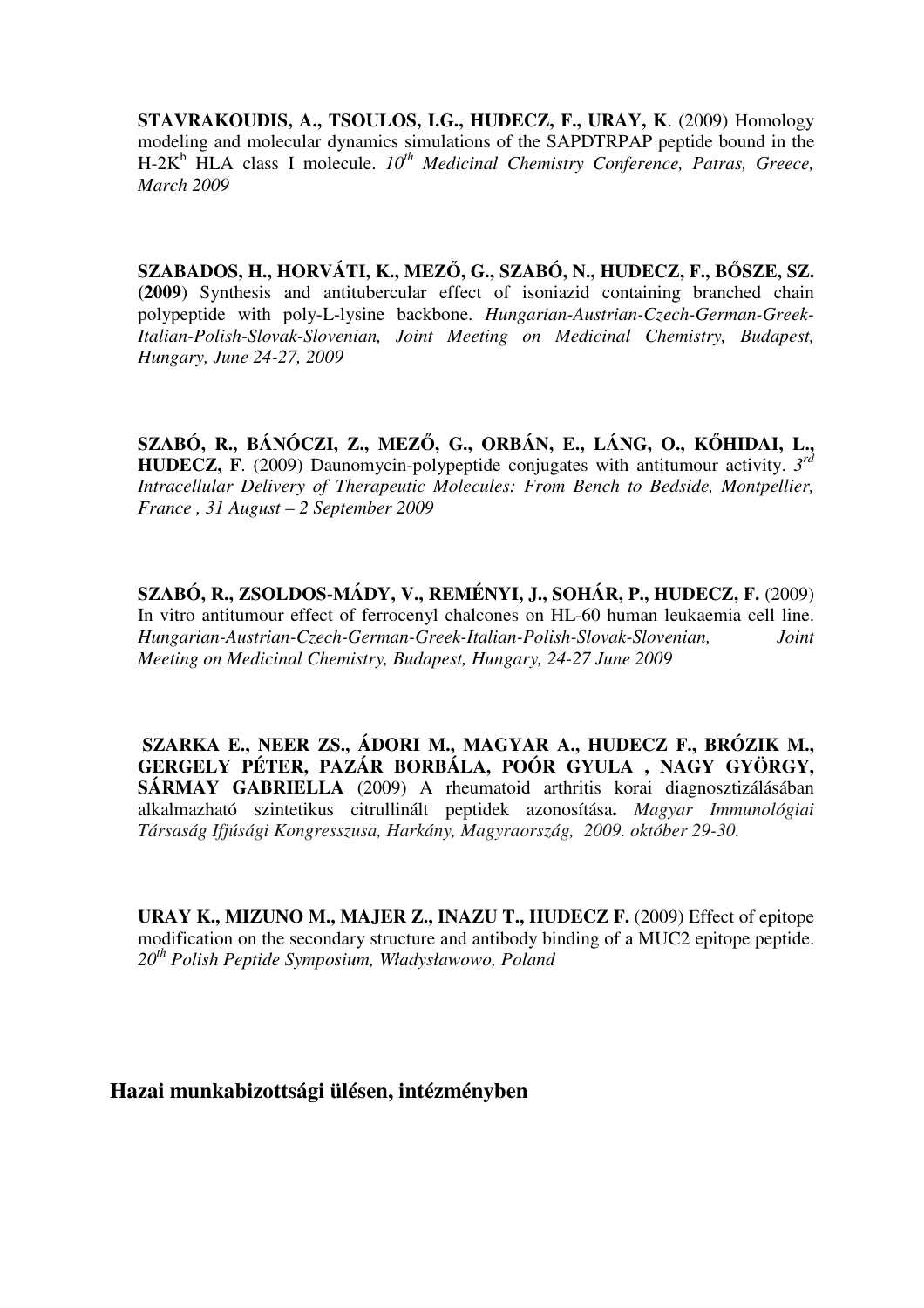**STAVRAKOUDIS, A., TSOULOS, I.G., HUDECZ, F., URAY, K**. (2009) Homology modeling and molecular dynamics simulations of the SAPDTRPAP peptide bound in the H-2K$^{b}$ HLA class I molecule. *10$^{th}$ Medicinal Chemistry Conference, Patras, Greece, March 2009*

**SZABADOS, H., HORVÁTI, K., MEZŐ, G., SZABÓ, N., HUDECZ, F., BŐSZE, SZ. (2009**) Synthesis and antitubercular effect of isoniazid containing branched chain polypeptide with poly-L-lysine backbone. *Hungarian-Austrian-Czech-German-Greek-Italian-Polish-Slovak-Slovenian, Joint Meeting on Medicinal Chemistry, Budapest, Hungary, June 24-27, 2009*

**SZABÓ, R., BÁNÓCZI, Z., MEZŐ, G., ORBÁN, E., LÁNG, O., KŐHIDAI, L., HUDECZ, F**. (2009) Daunomycin-polypeptide conjugates with antitumour activity. *3$^{rd}$ Intracellular Delivery of Therapeutic Molecules: From Bench to Bedside, Montpellier, France , 31 August – 2 September 2009*

**SZABÓ, R., ZSOLDOS-MÁDY, V., REMÉNYI, J., SOHÁR, P., HUDECZ, F.** (2009) In vitro antitumour effect of ferrocenyl chalcones on HL-60 human leukaemia cell line. *Hungarian-Austrian-Czech-German-Greek-Italian-Polish-Slovak-Slovenian, Joint Meeting on Medicinal Chemistry, Budapest, Hungary, 24-27 June 2009*

**SZARKA E., NEER ZS., ÁDORI M., MAGYAR A., HUDECZ F., BRÓZIK M., GERGELY PÉTER, PAZÁR BORBÁLA, POÓR GYULA , NAGY GYÖRGY, SÁRMAY GABRIELLA** (2009) A rheumatoid arthritis korai diagnosztizálásában alkalmazható szintetikus citrullinált peptidek azonosítása**.** *Magyar Immunológiai Társaság Ifjúsági Kongresszusa, Harkány, Magyraország, 2009. október 29-30.*

**URAY K., MIZUNO M., MAJER Z., INAZU T., HUDECZ F.** (2009) Effect of epitope modification on the secondary structure and antibody binding of a MUC2 epitope peptide. *20$^{th}$ Polish Peptide Symposium, Władysławowo, Poland*

## Hazai munkabizottsági ülésen, intézményben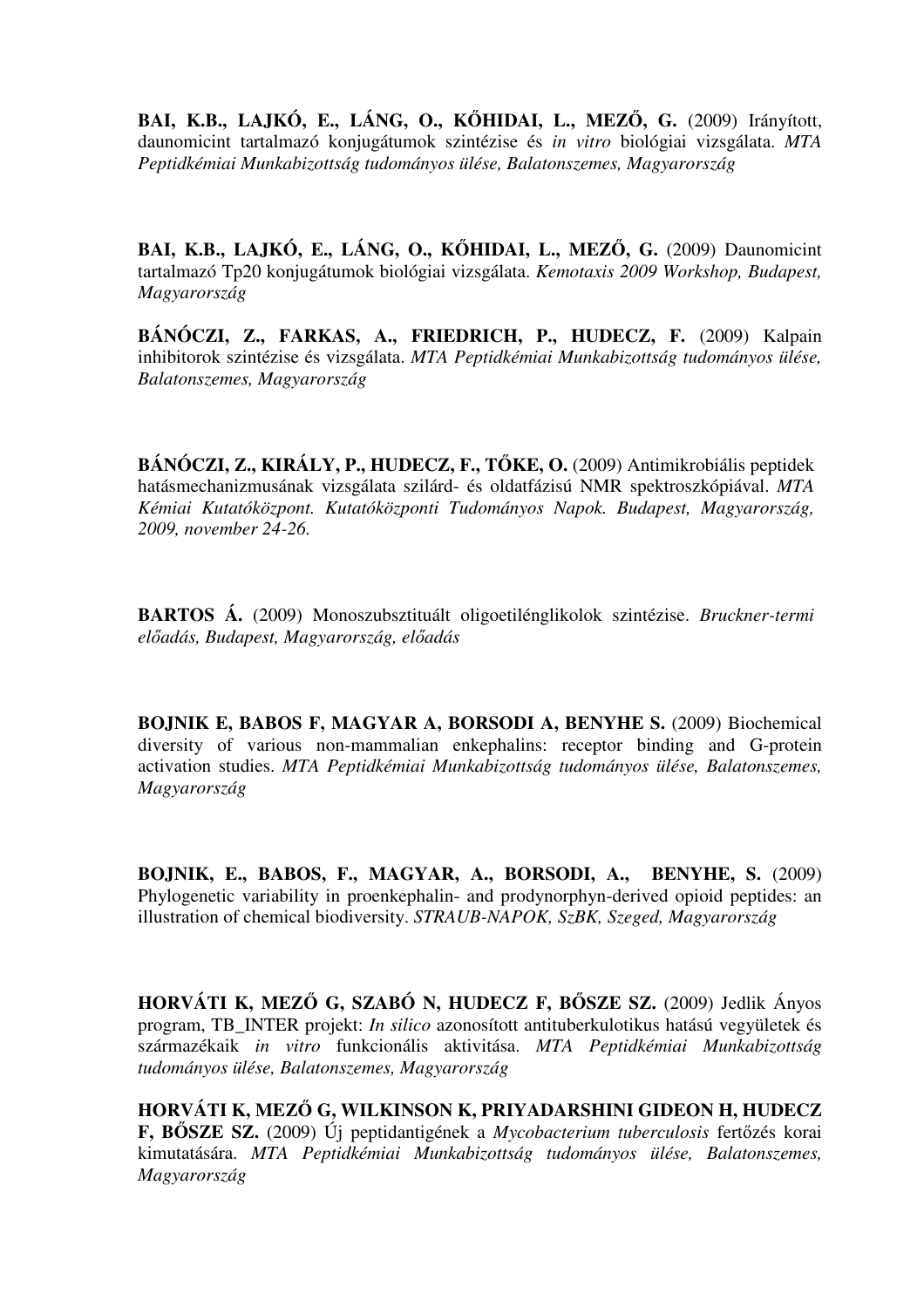**BAI, K.B., LAJKÓ, E., LÁNG, O., KŐHIDAI, L., MEZŐ, G.** (2009) Irányított, daunomicint tartalmazó konjugátumok szintézise és *in vitro* biológiai vizsgálata. *MTA Peptidkémiai Munkabizottság tudományos ülése, Balatonszemes, Magyarország*

**BAI, K.B., LAJKÓ, E., LÁNG, O., KŐHIDAI, L., MEZŐ, G.** (2009) Daunomicint tartalmazó Tp20 konjugátumok biológiai vizsgálata. *Kemotaxis 2009 Workshop, Budapest, Magyarország*

**BÁNÓCZI, Z., FARKAS, A., FRIEDRICH, P., HUDECZ, F.** (2009) Kalpain inhibitorok szintézise és vizsgálata. *MTA Peptidkémiai Munkabizottság tudományos ülése, Balatonszemes, Magyarország*

**BÁNÓCZI, Z., KIRÁLY, P., HUDECZ, F., TŐKE, O.** (2009) Antimikrobiális peptidek hatásmechanizmusának vizsgálata szilárd- és oldatfázisú NMR spektroszkópiával. *MTA Kémiai Kutatóközpont. Kutatóközponti Tudományos Napok. Budapest, Magyarország, 2009, november 24-26.*

**BARTOS Á.** (2009) Monoszubsztituált oligoetilénglikolok szintézise. *Bruckner-termi előadás, Budapest, Magyarország, előadás*

**BOJNIK E, BABOS F, MAGYAR A, BORSODI A, BENYHE S.** (2009) Biochemical diversity of various non-mammalian enkephalins: receptor binding and G-protein activation studies. *MTA Peptidkémiai Munkabizottság tudományos ülése, Balatonszemes, Magyarország*

**BOJNIK, E., BABOS, F., MAGYAR, A., BORSODI, A., BENYHE, S.** (2009) Phylogenetic variability in proenkephalin- and prodynorphyn-derived opioid peptides: an illustration of chemical biodiversity. *STRAUB-NAPOK, SzBK, Szeged, Magyarország*

**HORVÁTI K, MEZŐ G, SZABÓ N, HUDECZ F, BŐSZE SZ.** (2009) Jedlik Ányos program, TB_INTER projekt: *In silico* azonosított antituberkulotikus hatású vegyületek és származékaik *in vitro* funkcionális aktivitása. *MTA Peptidkémiai Munkabizottság tudományos ülése, Balatonszemes, Magyarország*

**HORVÁTI K, MEZŐ G, WILKINSON K, PRIYADARSHINI GIDEON H, HUDECZ F, BŐSZE SZ.** (2009) Új peptidantigének a *Mycobacterium tuberculosis* fertőzés korai kimutatására. *MTA Peptidkémiai Munkabizottság tudományos ülése, Balatonszemes, Magyarország*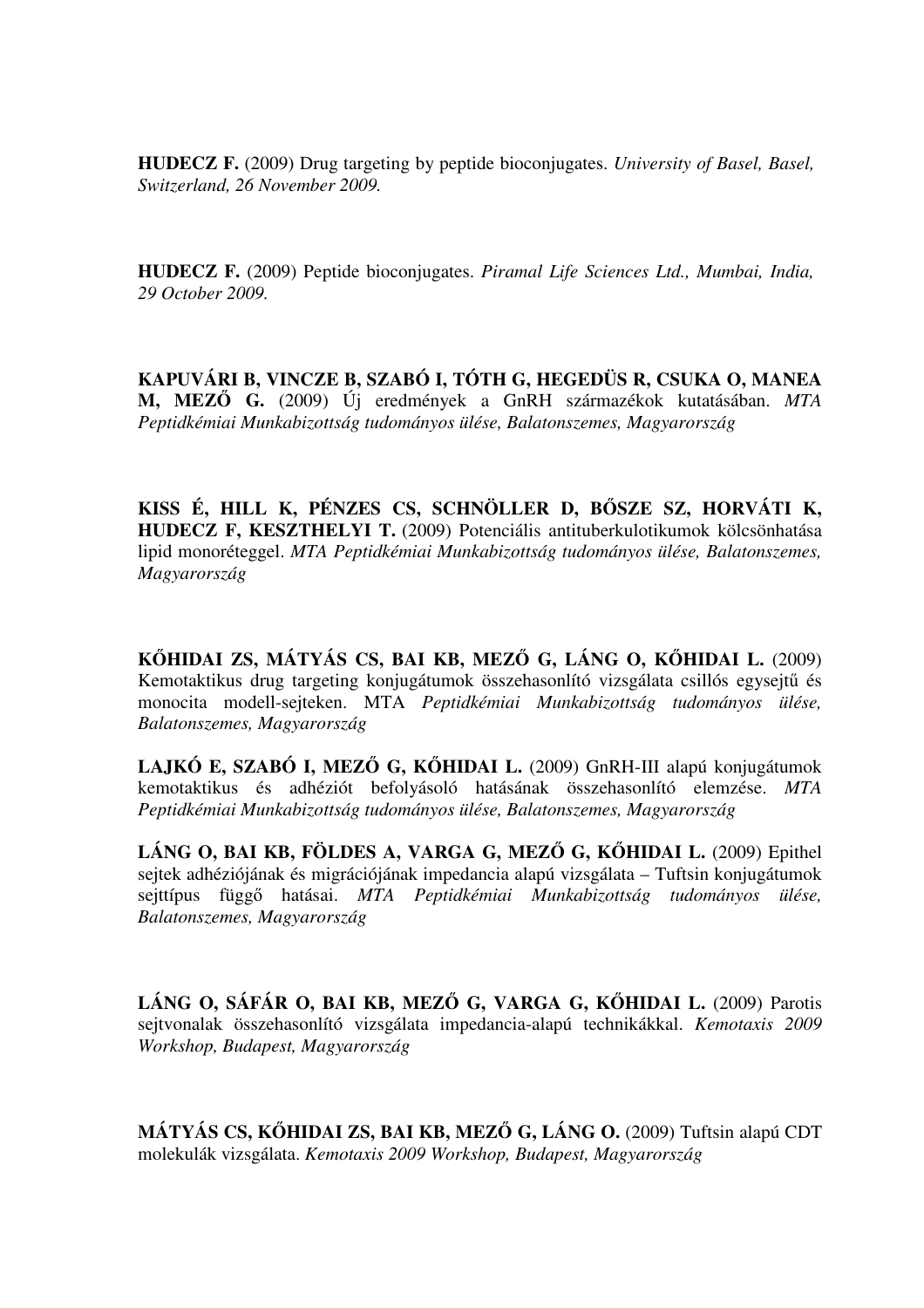**HUDECZ F.** (2009) Drug targeting by peptide bioconjugates. *University of Basel, Basel, Switzerland, 26 November 2009.*

**HUDECZ F.** (2009) Peptide bioconjugates. *Piramal Life Sciences Ltd., Mumbai, India, 29 October 2009.*

**KAPUVÁRI B, VINCZE B, SZABÓ I, TÓTH G, HEGEDÜS R, CSUKA O, MANEA M, MEZŐ G.** (2009) Új eredmények a GnRH származékok kutatásában. *MTA Peptidkémiai Munkabizottság tudományos ülése, Balatonszemes, Magyarország*

**KISS É, HILL K, PÉNZES CS, SCHNÖLLER D, BŐSZE SZ, HORVÁTI K, HUDECZ F, KESZTHELYI T.** (2009) Potenciális antituberkulotikumok kölcsönhatása lipid monoréteggel. *MTA Peptidkémiai Munkabizottság tudományos ülése, Balatonszemes, Magyarország*

**KŐHIDAI ZS, MÁTYÁS CS, BAI KB, MEZŐ G, LÁNG O, KŐHIDAI L.** (2009) Kemotaktikus drug targeting konjugátumok összehasonlító vizsgálata csillós egysejtű és monocita modell-sejteken. MTA *Peptidkémiai Munkabizottság tudományos ülése, Balatonszemes, Magyarország*

**LAJKÓ E, SZABÓ I, MEZŐ G, KŐHIDAI L.** (2009) GnRH-III alapú konjugátumok kemotaktikus és adhéziót befolyásoló hatásának összehasonlító elemzése. *MTA Peptidkémiai Munkabizottság tudományos ülése, Balatonszemes, Magyarország*

**LÁNG O, BAI KB, FÖLDES A, VARGA G, MEZŐ G, KŐHIDAI L.** (2009) Epithel sejtek adhéziójának és migrációjának impedancia alapú vizsgálata – Tuftsin konjugátumok sejttípus függő hatásai. *MTA Peptidkémiai Munkabizottság tudományos ülése, Balatonszemes, Magyarország*

**LÁNG O, SÁFÁR O, BAI KB, MEZŐ G, VARGA G, KŐHIDAI L.** (2009) Parotis sejtvonalak összehasonlító vizsgálata impedancia-alapú technikákkal. *Kemotaxis 2009 Workshop, Budapest, Magyarország*

**MÁTYÁS CS, KŐHIDAI ZS, BAI KB, MEZŐ G, LÁNG O.** (2009) Tuftsin alapú CDT molekulák vizsgálata. *Kemotaxis 2009 Workshop, Budapest, Magyarország*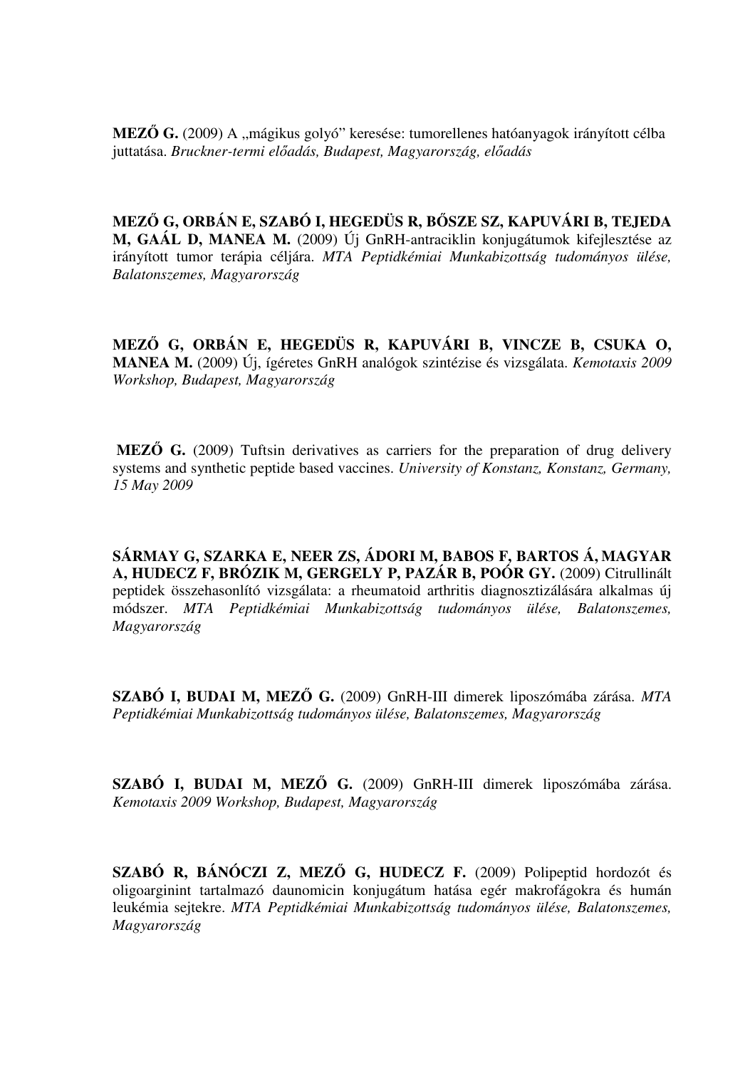**MEZŐ G.** (2009) A „mágikus golyó" keresése: tumorellenes hatóanyagok irányított célba juttatása. *Bruckner-termi előadás, Budapest, Magyarország, előadás*

**MEZŐ G, ORBÁN E, SZABÓ I, HEGEDÜS R, BŐSZE SZ, KAPUVÁRI B, TEJEDA M, GAÁL D, MANEA M.** (2009) Új GnRH-antraciklin konjugátumok kifejlesztése az irányított tumor terápia céljára. *MTA Peptidkémiai Munkabizottság tudományos ülése, Balatonszemes, Magyarország*

**MEZŐ G, ORBÁN E, HEGEDÜS R, KAPUVÁRI B, VINCZE B, CSUKA O, MANEA M.** (2009) Új, ígéretes GnRH analógok szintézise és vizsgálata. *Kemotaxis 2009 Workshop, Budapest, Magyarország*

**MEZŐ G.** (2009) Tuftsin derivatives as carriers for the preparation of drug delivery systems and synthetic peptide based vaccines. *University of Konstanz, Konstanz, Germany, 15 May 2009*

**SÁRMAY G, SZARKA E, NEER ZS, ÁDORI M, BABOS F, BARTOS Á, MAGYAR A, HUDECZ F, BRÓZIK M, GERGELY P, PAZÁR B, POÓR GY.** (2009) Citrullinált peptidek összehasonlító vizsgálata: a rheumatoid arthritis diagnosztizálására alkalmas új módszer. *MTA Peptidkémiai Munkabizottság tudományos ülése, Balatonszemes, Magyarország*

**SZABÓ I, BUDAI M, MEZŐ G.** (2009) GnRH-III dimerek liposzómába zárása. *MTA Peptidkémiai Munkabizottság tudományos ülése, Balatonszemes, Magyarország*

**SZABÓ I, BUDAI M, MEZŐ G.** (2009) GnRH-III dimerek liposzómába zárása. *Kemotaxis 2009 Workshop, Budapest, Magyarország*

**SZABÓ R, BÁNÓCZI Z, MEZŐ G, HUDECZ F.** (2009) Polipeptid hordozót és oligoarginint tartalmazó daunomicin konjugátum hatása egér makrofágokra és humán leukémia sejtekre. *MTA Peptidkémiai Munkabizottság tudományos ülése, Balatonszemes, Magyarország*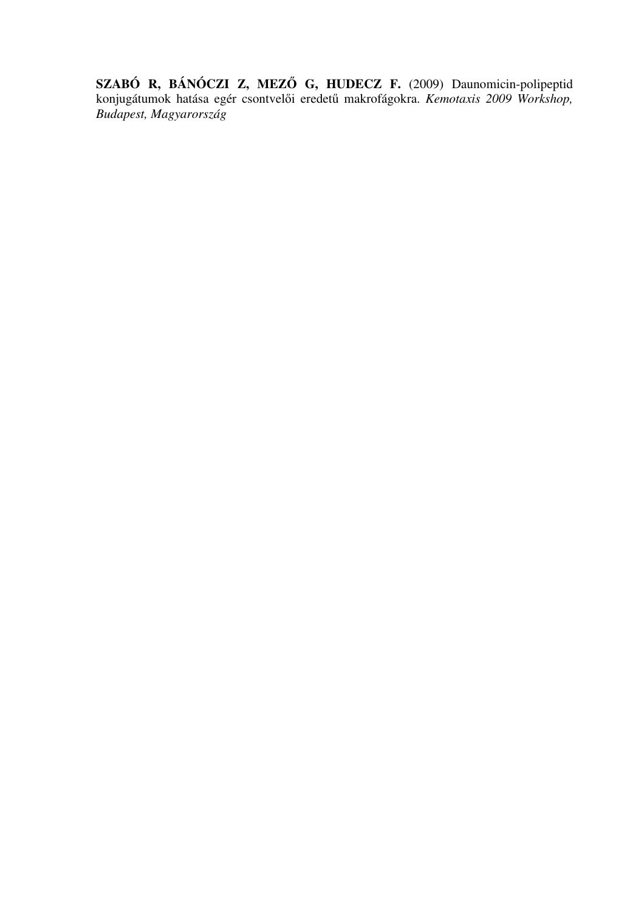**SZABÓ R, BÁNÓCZI Z, MEZŐ G, HUDECZ F.** (2009) Daunomicin-polipeptid konjugátumok hatása egér csontvelői eredetű makrofágokra. *Kemotaxis 2009 Workshop, Budapest, Magyarország*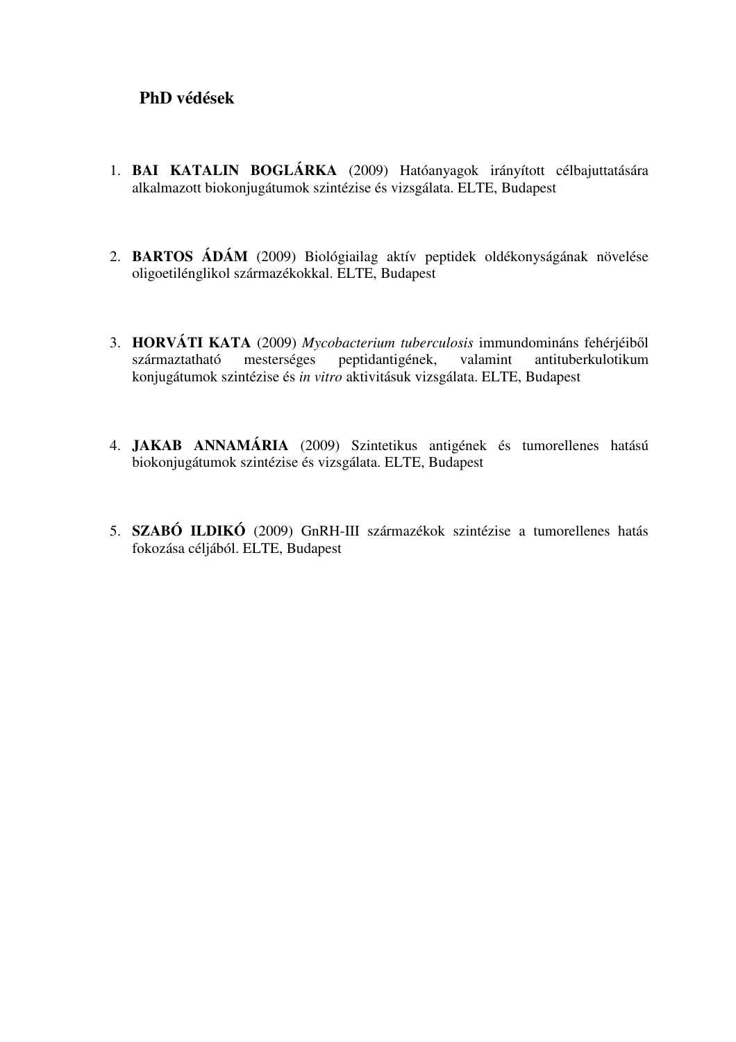## PhD védések

1. **BAI KATALIN BOGLÁRKA** (2009) Hatóanyagok irányított célbajuttatására alkalmazott biokonjugátumok szintézise és vizsgálata. ELTE, Budapest

2. **BARTOS ÁDÁM** (2009) Biológiailag aktív peptidek oldékonyságának növelése oligoetilénglikol származékokkal. ELTE, Budapest

3. **HORVÁTI KATA** (2009) *Mycobacterium tuberculosis* immundomináns fehérjéiből származtatható mesterséges peptidantigének, valamint antituberkulotikum konjugátumok szintézise és *in vitro* aktivitásuk vizsgálata. ELTE, Budapest

4. **JAKAB ANNAMÁRIA** (2009) Szintetikus antigének és tumorellenes hatású biokonjugátumok szintézise és vizsgálata. ELTE, Budapest

5. **SZABÓ ILDIKÓ** (2009) GnRH-III származékok szintézise a tumorellenes hatás fokozása céljából. ELTE, Budapest